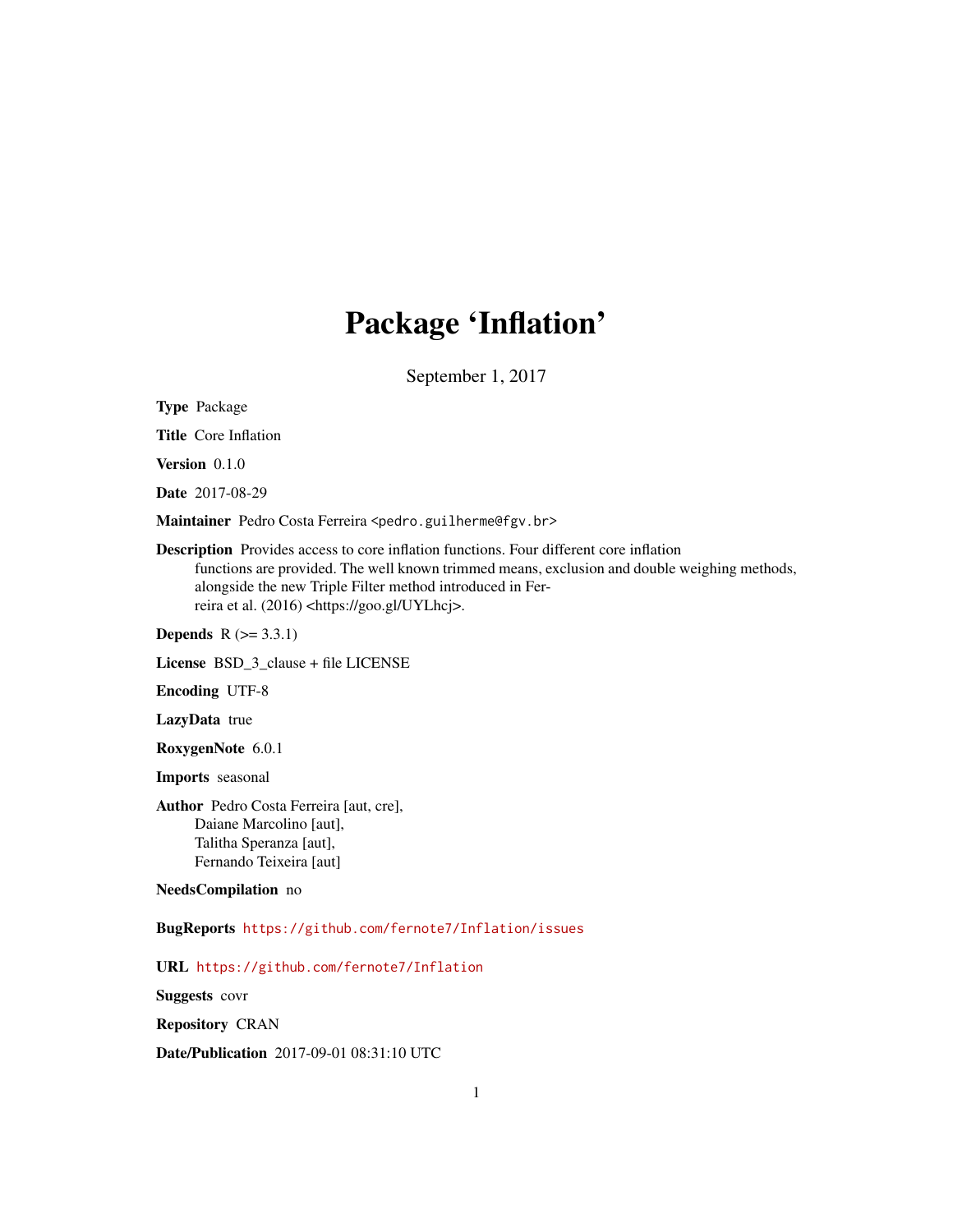# Package 'Inflation'

September 1, 2017

**Type** Package

**Title** Core Inflation

**Version** 0.1.0

**Date** 2017-08-29

**Maintainer** Pedro Costa Ferreira <pedro.guilherme@fgv.br>

**Description** Provides access to core inflation functions. Four different core inflation functions are provided. The well known trimmed means, exclusion and double weighing methods, alongside the new Triple Filter method introduced in Ferreira et al. (2016) <https://goo.gl/UYLhcj>.

**Depends** R (>= 3.3.1)

**License** BSD_3_clause + file LICENSE

**Encoding** UTF-8

**LazyData** true

**RoxygenNote** 6.0.1

**Imports** seasonal

**Author** Pedro Costa Ferreira [aut, cre],
Daiane Marcolino [aut],
Talitha Speranza [aut],
Fernando Teixeira [aut]

**NeedsCompilation** no

**BugReports** https://github.com/fernote7/Inflation/issues

**URL** https://github.com/fernote7/Inflation

**Suggests** covr

**Repository** CRAN

**Date/Publication** 2017-09-01 08:31:10 UTC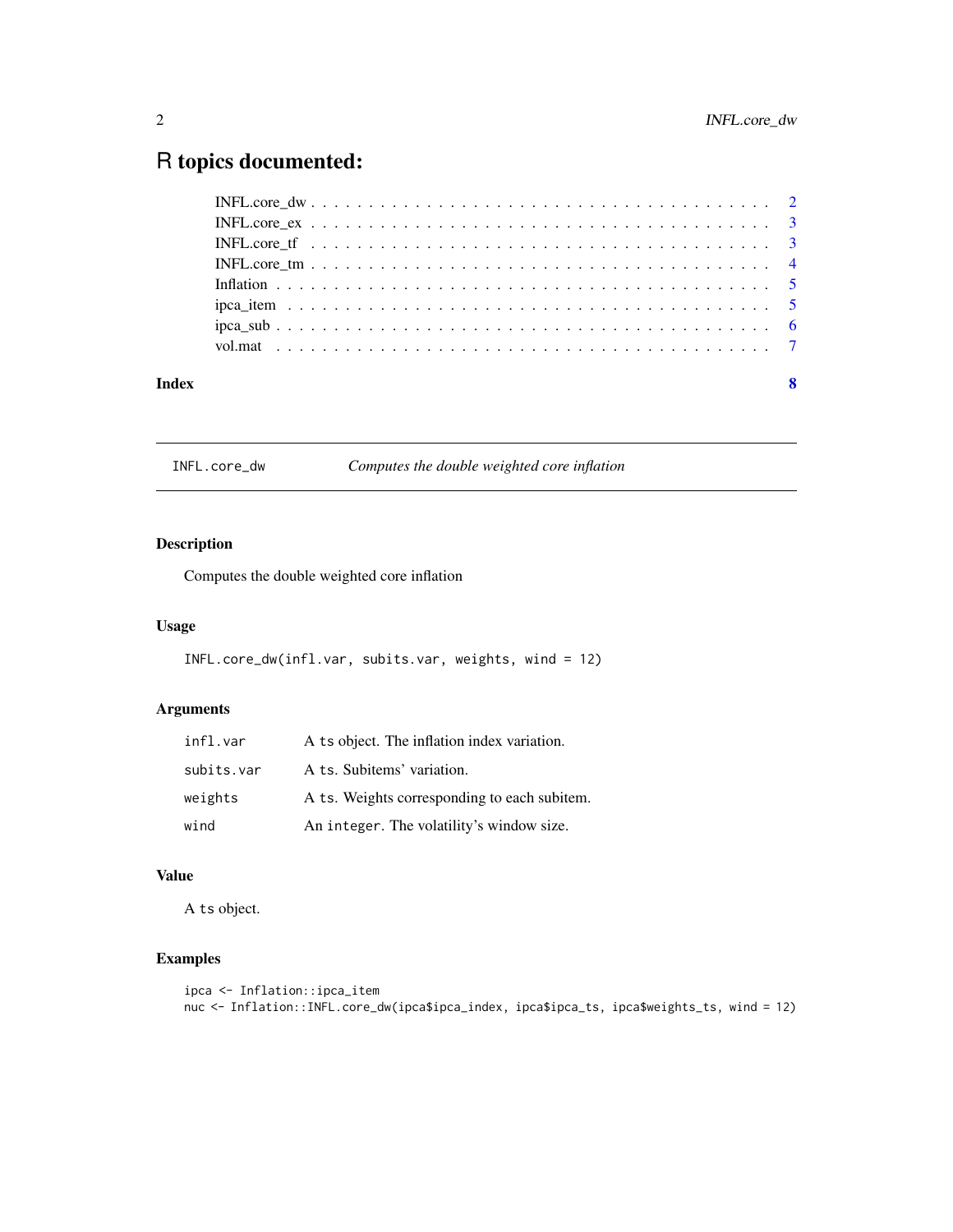# R topics documented:

- INFL.core_dw . . . . . . . . . . . . . . . . . . . . . . . . . . . . . . . . . . . . 2
- INFL.core_ex . . . . . . . . . . . . . . . . . . . . . . . . . . . . . . . . . . . . 3
- INFL.core_tf . . . . . . . . . . . . . . . . . . . . . . . . . . . . . . . . . . . . 3
- INFL.core_tm . . . . . . . . . . . . . . . . . . . . . . . . . . . . . . . . . . . . 4
- Inflation . . . . . . . . . . . . . . . . . . . . . . . . . . . . . . . . . . . . . . 5
- ipca_item . . . . . . . . . . . . . . . . . . . . . . . . . . . . . . . . . . . . . . 5
- ipca_sub . . . . . . . . . . . . . . . . . . . . . . . . . . . . . . . . . . . . . . 6
- vol.mat . . . . . . . . . . . . . . . . . . . . . . . . . . . . . . . . . . . . . . . 7

**Index** **8**

---

## INFL.core_dw — *Computes the double weighted core inflation*

### Description

Computes the double weighted core inflation

### Usage

```
INFL.core_dw(infl.var, subits.var, weights, wind = 12)
```

### Arguments

| | |
|---|---|
| `infl.var` | A `ts` object. The inflation index variation. |
| `subits.var` | A `ts`. Subitems' variation. |
| `weights` | A `ts`. Weights corresponding to each subitem. |
| `wind` | An `integer`. The volatility's window size. |

### Value

A `ts` object.

### Examples

```
ipca <- Inflation::ipca_item
nuc <- Inflation::INFL.core_dw(ipca$ipca_index, ipca$ipca_ts, ipca$weights_ts, wind = 12)
```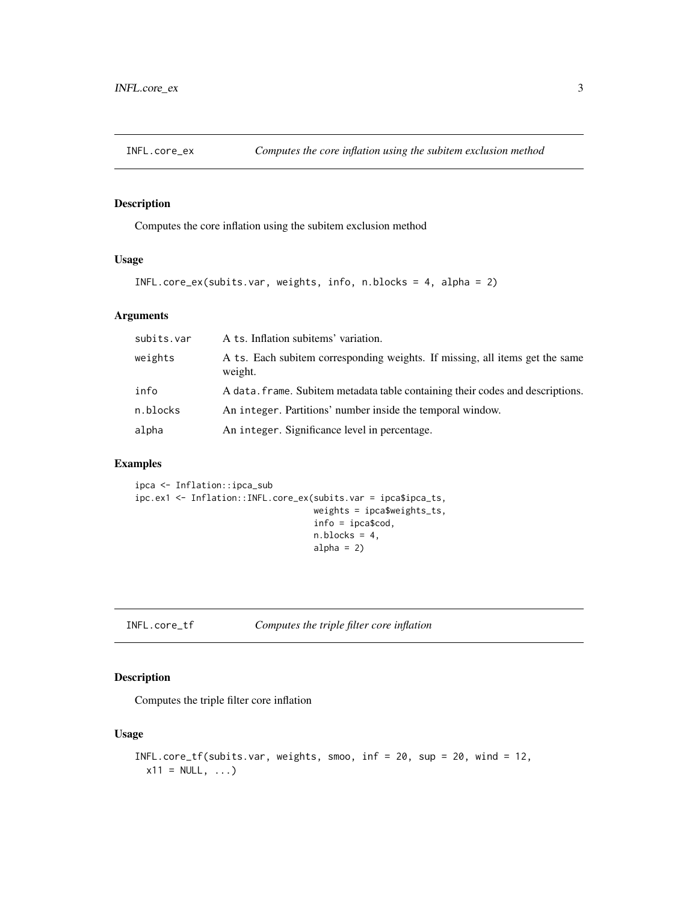## INFL.core_ex — *Computes the core inflation using the subitem exclusion method*

### Description

Computes the core inflation using the subitem exclusion method

### Usage

```
INFL.core_ex(subits.var, weights, info, n.blocks = 4, alpha = 2)
```

### Arguments

| | |
|---|---|
| subits.var | A ts. Inflation subitems' variation. |
| weights | A ts. Each subitem corresponding weights. If missing, all items get the same weight. |
| info | A data.frame. Subitem metadata table containing their codes and descriptions. |
| n.blocks | An integer. Partitions' number inside the temporal window. |
| alpha | An integer. Significance level in percentage. |

### Examples

```
ipca <- Inflation::ipca_sub
ipc.ex1 <- Inflation::INFL.core_ex(subits.var = ipca$ipca_ts,
                                   weights = ipca$weights_ts,
                                   info = ipca$cod,
                                   n.blocks = 4,
                                   alpha = 2)
```

## INFL.core_tf — *Computes the triple filter core inflation*

### Description

Computes the triple filter core inflation

### Usage

```
INFL.core_tf(subits.var, weights, smoo, inf = 20, sup = 20, wind = 12,
  x11 = NULL, ...)
```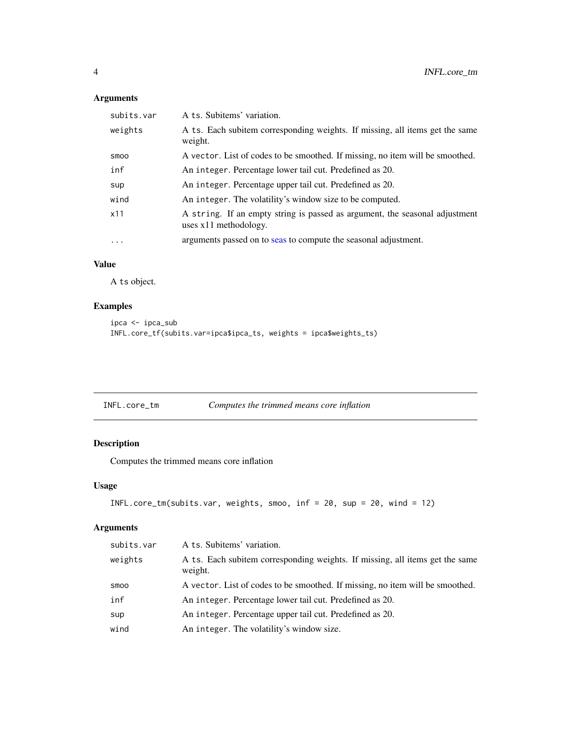### Arguments

| | |
|---|---|
| `subits.var` | A `ts`. Subitems' variation. |
| `weights` | A `ts`. Each subitem corresponding weights. If missing, all items get the same weight. |
| `smoo` | A `vector`. List of codes to be smoothed. If missing, no item will be smoothed. |
| `inf` | An `integer`. Percentage lower tail cut. Predefined as 20. |
| `sup` | An `integer`. Percentage upper tail cut. Predefined as 20. |
| `wind` | An `integer`. The volatility's window size to be computed. |
| `x11` | A `string`. If an empty string is passed as argument, the seasonal adjustment uses x11 methodology. |
| `...` | arguments passed on to seas to compute the seasonal adjustment. |

### Value

A `ts` object.

### Examples

```
ipca <- ipca_sub
INFL.core_tf(subits.var=ipca$ipca_ts, weights = ipca$weights_ts)
```

---

## INFL.core_tm — *Computes the trimmed means core inflation*

### Description

Computes the trimmed means core inflation

### Usage

```
INFL.core_tm(subits.var, weights, smoo, inf = 20, sup = 20, wind = 12)
```

### Arguments

| | |
|---|---|
| `subits.var` | A `ts`. Subitems' variation. |
| `weights` | A `ts`. Each subitem corresponding weights. If missing, all items get the same weight. |
| `smoo` | A `vector`. List of codes to be smoothed. If missing, no item will be smoothed. |
| `inf` | An `integer`. Percentage lower tail cut. Predefined as 20. |
| `sup` | An `integer`. Percentage upper tail cut. Predefined as 20. |
| `wind` | An `integer`. The volatility's window size. |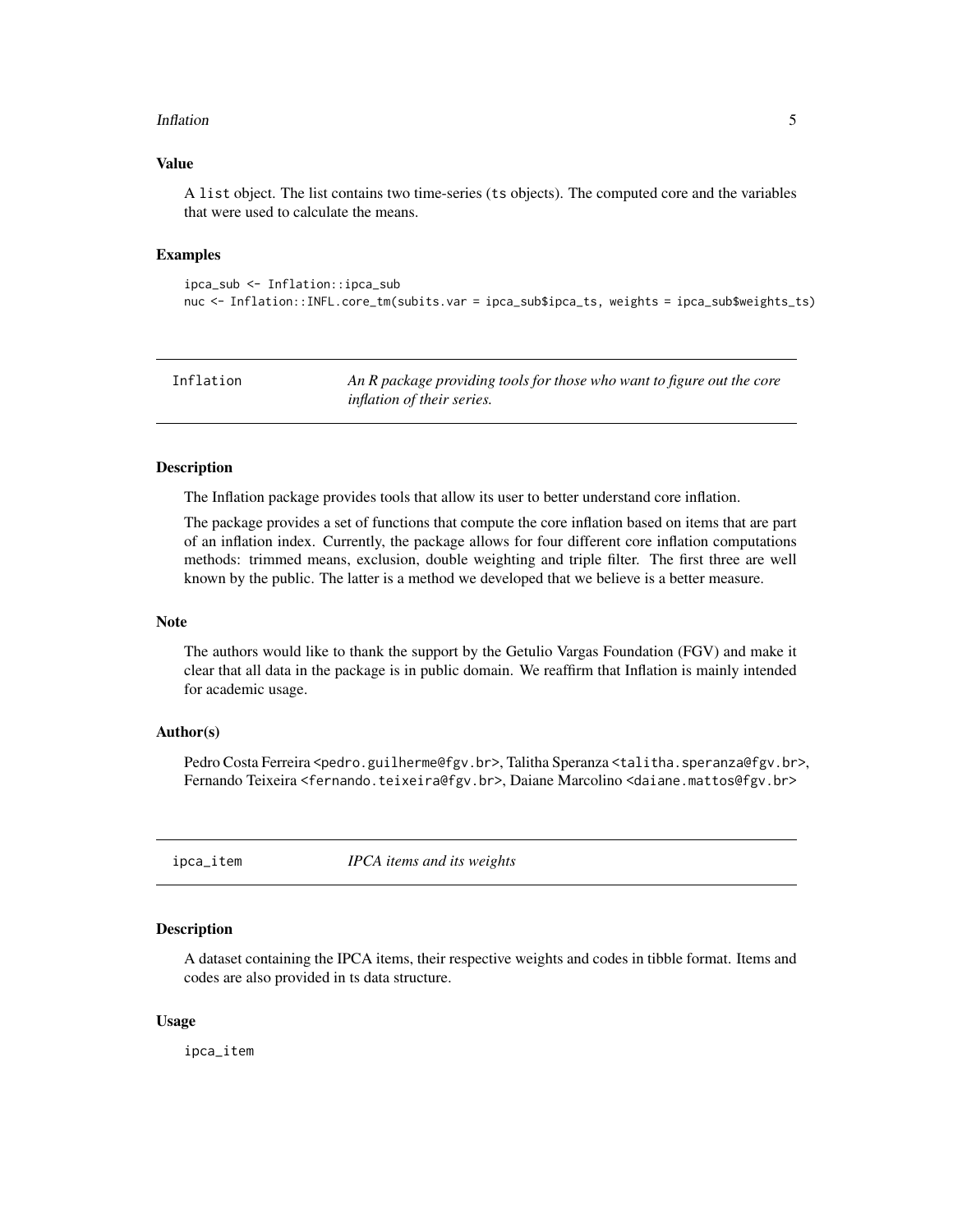### Value

A list object. The list contains two time-series (ts objects). The computed core and the variables that were used to calculate the means.

### Examples

```
ipca_sub <- Inflation::ipca_sub
nuc <- Inflation::INFL.core_tm(subits.var = ipca_sub$ipca_ts, weights = ipca_sub$weights_ts)
```

---

## Inflation — *An R package providing tools for those who want to figure out the core inflation of their series.*

---

### Description

The Inflation package provides tools that allow its user to better understand core inflation.

The package provides a set of functions that compute the core inflation based on items that are part of an inflation index. Currently, the package allows for four different core inflation computations methods: trimmed means, exclusion, double weighting and triple filter. The first three are well known by the public. The latter is a method we developed that we believe is a better measure.

### Note

The authors would like to thank the support by the Getulio Vargas Foundation (FGV) and make it clear that all data in the package is in public domain. We reaffirm that Inflation is mainly intended for academic usage.

### Author(s)

Pedro Costa Ferreira <pedro.guilherme@fgv.br>, Talitha Speranza <talitha.speranza@fgv.br>, Fernando Teixeira <fernando.teixeira@fgv.br>, Daiane Marcolino <daiane.mattos@fgv.br>

---

## ipca_item — *IPCA items and its weights*

---

### Description

A dataset containing the IPCA items, their respective weights and codes in tibble format. Items and codes are also provided in ts data structure.

### Usage

```
ipca_item
```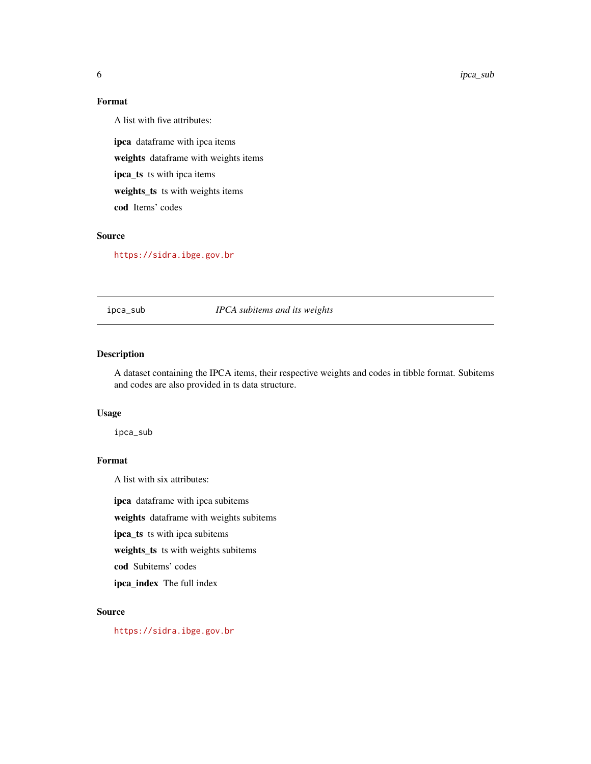### Format

A list with five attributes:

**ipca** dataframe with ipca items

**weights** dataframe with weights items

**ipca_ts** ts with ipca items

**weights_ts** ts with weights items

**cod** Items' codes

### Source

https://sidra.ibge.gov.br

---

## ipca_sub *IPCA subitems and its weights*

---

### Description

A dataset containing the IPCA items, their respective weights and codes in tibble format. Subitems and codes are also provided in ts data structure.

### Usage

```
ipca_sub
```

### Format

A list with six attributes:

**ipca** dataframe with ipca subitems

**weights** dataframe with weights subitems

**ipca_ts** ts with ipca subitems

**weights_ts** ts with weights subitems

**cod** Subitems' codes

**ipca_index** The full index

### Source

https://sidra.ibge.gov.br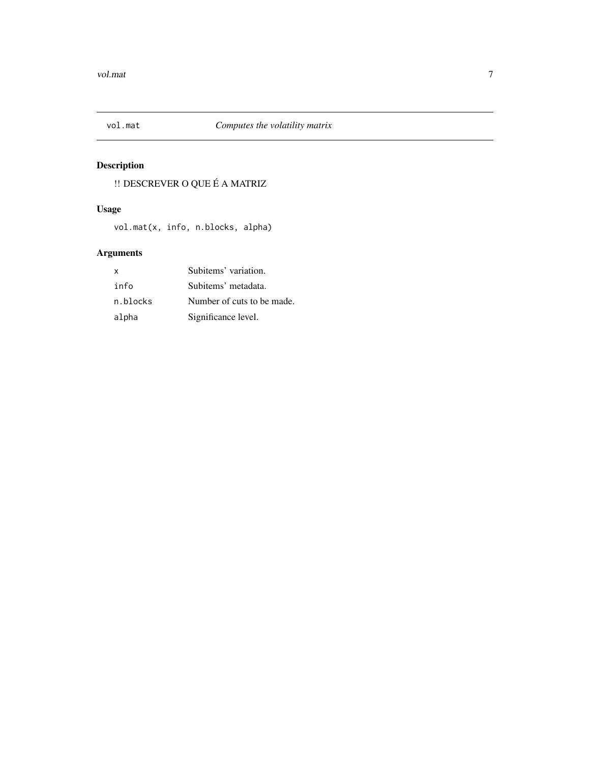## vol.mat — *Computes the volatility matrix*

### Description

!! DESCREVER O QUE É A MATRIZ

### Usage

```
vol.mat(x, info, n.blocks, alpha)
```

### Arguments

| | |
|---|---|
| `x` | Subitems' variation. |
| `info` | Subitems' metadata. |
| `n.blocks` | Number of cuts to be made. |
| `alpha` | Significance level. |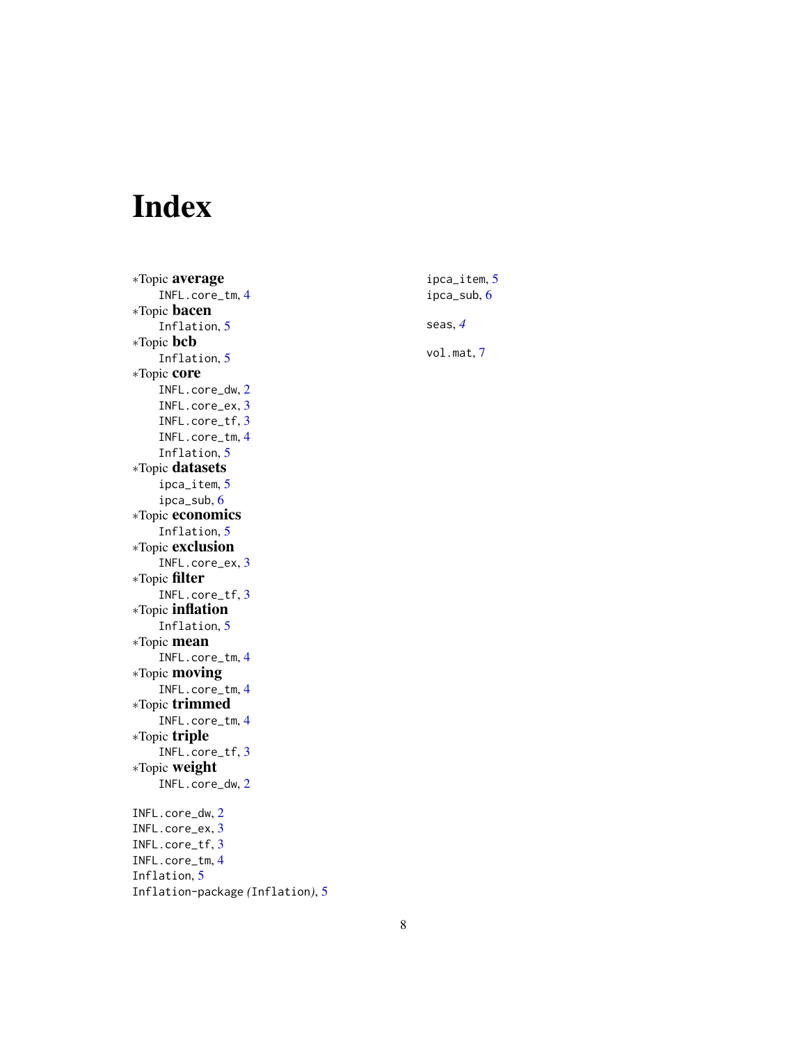# Index

*Topic **average**
  INFL.core_tm, 4
*Topic **bacen**
  Inflation, 5
*Topic **bcb**
  Inflation, 5
*Topic **core**
  INFL.core_dw, 2
  INFL.core_ex, 3
  INFL.core_tf, 3
  INFL.core_tm, 4
  Inflation, 5
*Topic **datasets**
  ipca_item, 5
  ipca_sub, 6
*Topic **economics**
  Inflation, 5
*Topic **exclusion**
  INFL.core_ex, 3
*Topic **filter**
  INFL.core_tf, 3
*Topic **inflation**
  Inflation, 5
*Topic **mean**
  INFL.core_tm, 4
*Topic **moving**
  INFL.core_tm, 4
*Topic **trimmed**
  INFL.core_tm, 4
*Topic **triple**
  INFL.core_tf, 3
*Topic **weight**
  INFL.core_dw, 2

INFL.core_dw, 2
INFL.core_ex, 3
INFL.core_tf, 3
INFL.core_tm, 4
Inflation, 5
Inflation-package *(*Inflation*)*, 5

ipca_item, 5
ipca_sub, 6

seas, *4*

vol.mat, 7